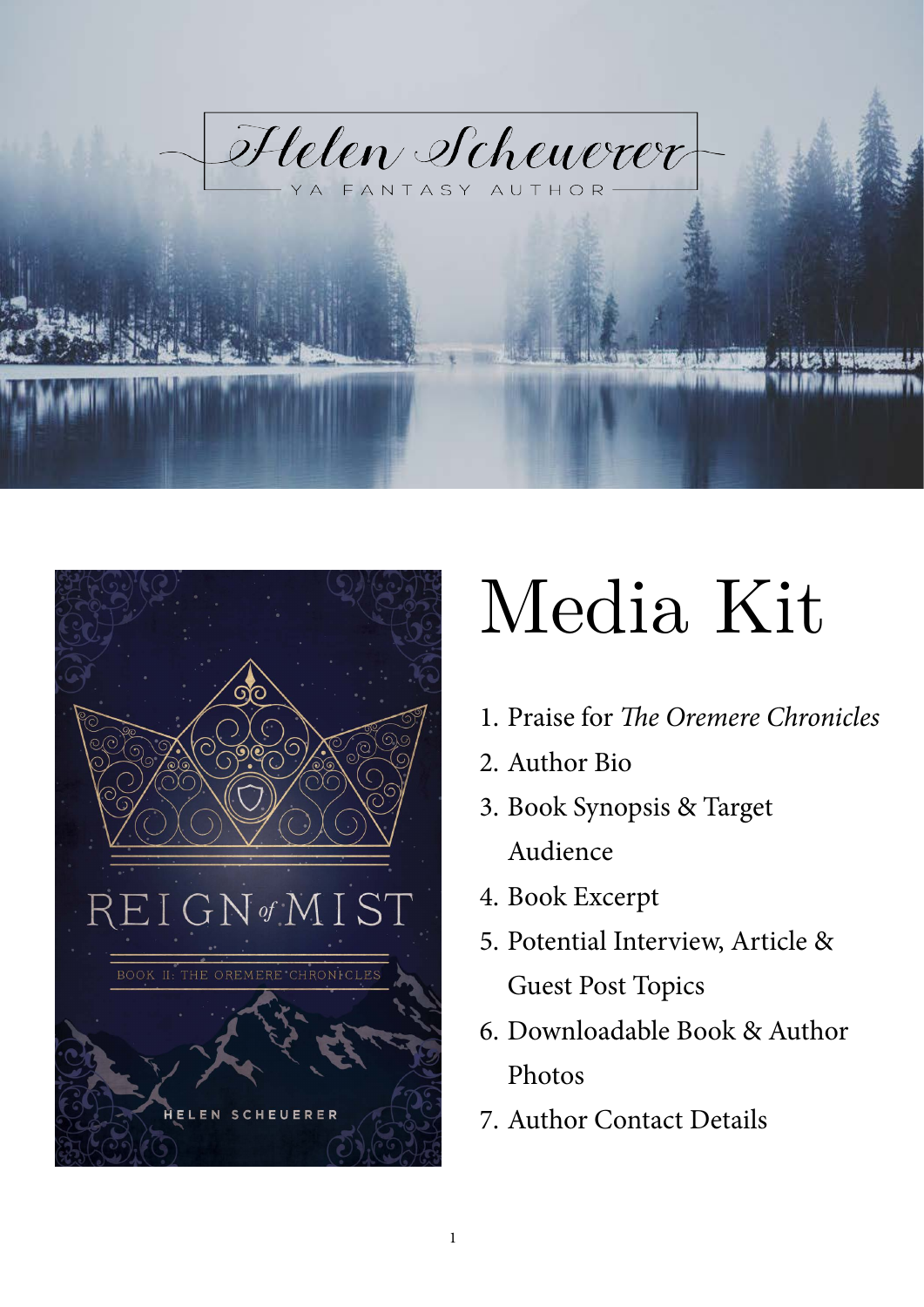Helen Scheuerer

YA FANTASY AUTHOR

# Media Kit

1. Praise for *The Oremere Chronicles*
2. Author Bio
3. Book Synopsis & Target Audience
4. Book Excerpt
5. Potential Interview, Article & Guest Post Topics
6. Downloadable Book & Author Photos
7. Author Contact Details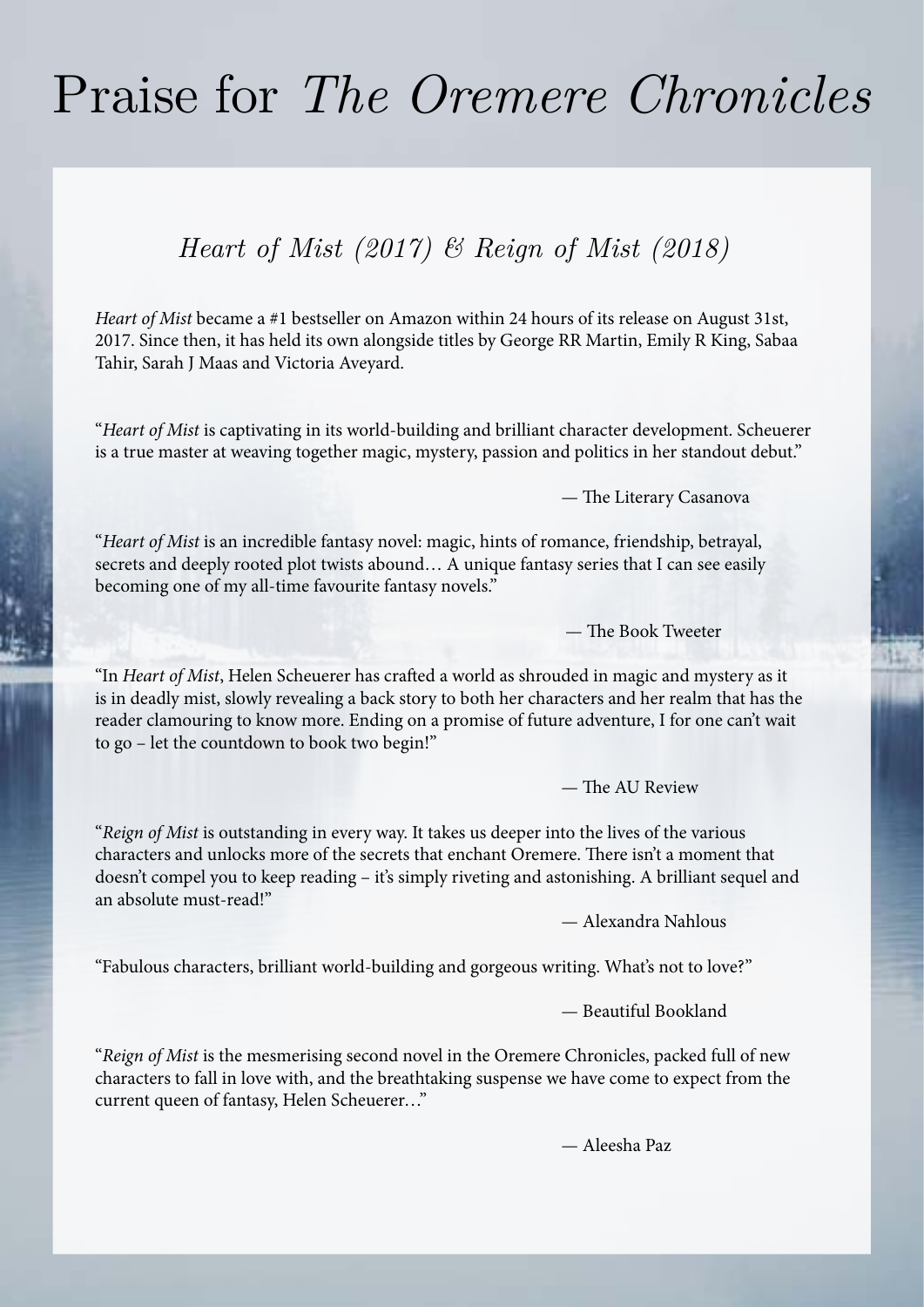# Praise for *The Oremere Chronicles*

## *Heart of Mist (2017) & Reign of Mist (2018)*

*Heart of Mist* became a #1 bestseller on Amazon within 24 hours of its release on August 31st, 2017. Since then, it has held its own alongside titles by George RR Martin, Emily R King, Sabaa Tahir, Sarah J Maas and Victoria Aveyard.

"*Heart of Mist* is captivating in its world-building and brilliant character development. Scheuerer is a true master at weaving together magic, mystery, passion and politics in her standout debut."

— The Literary Casanova

"*Heart of Mist* is an incredible fantasy novel: magic, hints of romance, friendship, betrayal, secrets and deeply rooted plot twists abound… A unique fantasy series that I can see easily becoming one of my all-time favourite fantasy novels."

— The Book Tweeter

"In *Heart of Mist*, Helen Scheuerer has crafted a world as shrouded in magic and mystery as it is in deadly mist, slowly revealing a back story to both her characters and her realm that has the reader clamouring to know more. Ending on a promise of future adventure, I for one can't wait to go – let the countdown to book two begin!"

— The AU Review

"*Reign of Mist* is outstanding in every way. It takes us deeper into the lives of the various characters and unlocks more of the secrets that enchant Oremere. There isn't a moment that doesn't compel you to keep reading – it's simply riveting and astonishing. A brilliant sequel and an absolute must-read!"

— Alexandra Nahlous

"Fabulous characters, brilliant world-building and gorgeous writing. What's not to love?"

— Beautiful Bookland

"*Reign of Mist* is the mesmerising second novel in the Oremere Chronicles, packed full of new characters to fall in love with, and the breathtaking suspense we have come to expect from the current queen of fantasy, Helen Scheuerer…"

— Aleesha Paz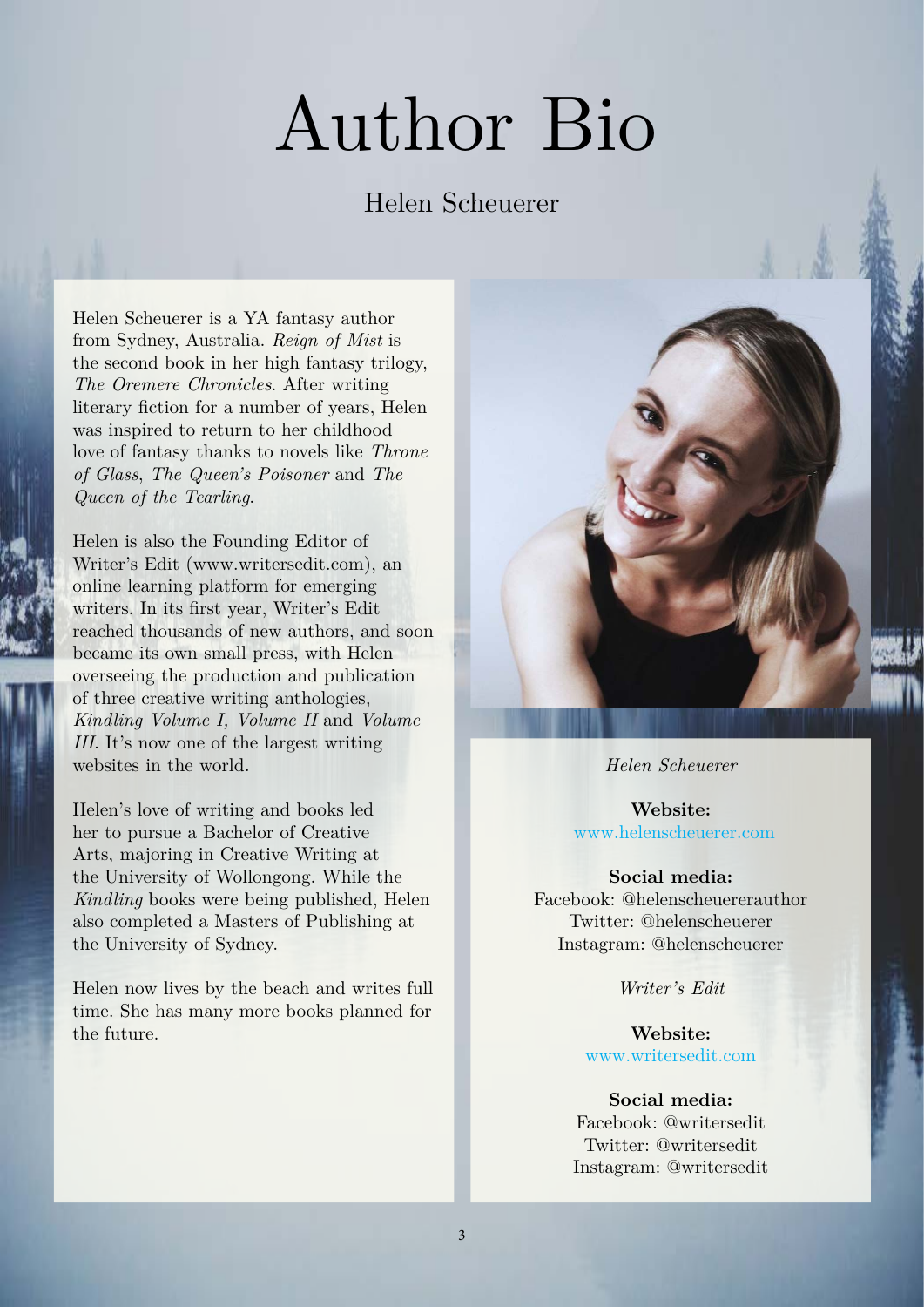# Author Bio

## Helen Scheuerer

Helen Scheuerer is a YA fantasy author from Sydney, Australia. *Reign of Mist* is the second book in her high fantasy trilogy, *The Oremere Chronicles*. After writing literary fiction for a number of years, Helen was inspired to return to her childhood love of fantasy thanks to novels like *Throne of Glass*, *The Queen's Poisoner* and *The Queen of the Tearling*.

Helen is also the Founding Editor of Writer's Edit (www.writersedit.com), an online learning platform for emerging writers. In its first year, Writer's Edit reached thousands of new authors, and soon became its own small press, with Helen overseeing the production and publication of three creative writing anthologies, *Kindling Volume I, Volume II* and *Volume III*. It's now one of the largest writing websites in the world.

Helen's love of writing and books led her to pursue a Bachelor of Creative Arts, majoring in Creative Writing at the University of Wollongong. While the *Kindling* books were being published, Helen also completed a Masters of Publishing at the University of Sydney.

Helen now lives by the beach and writes full time. She has many more books planned for the future.

*Helen Scheuerer*

**Website:**
www.helenscheuerer.com

**Social media:**
Facebook: @helenscheuererauthor
Twitter: @helenscheuerer
Instagram: @helenscheuerer

*Writer's Edit*

**Website:**
www.writersedit.com

**Social media:**
Facebook: @writersedit
Twitter: @writersedit
Instagram: @writersedit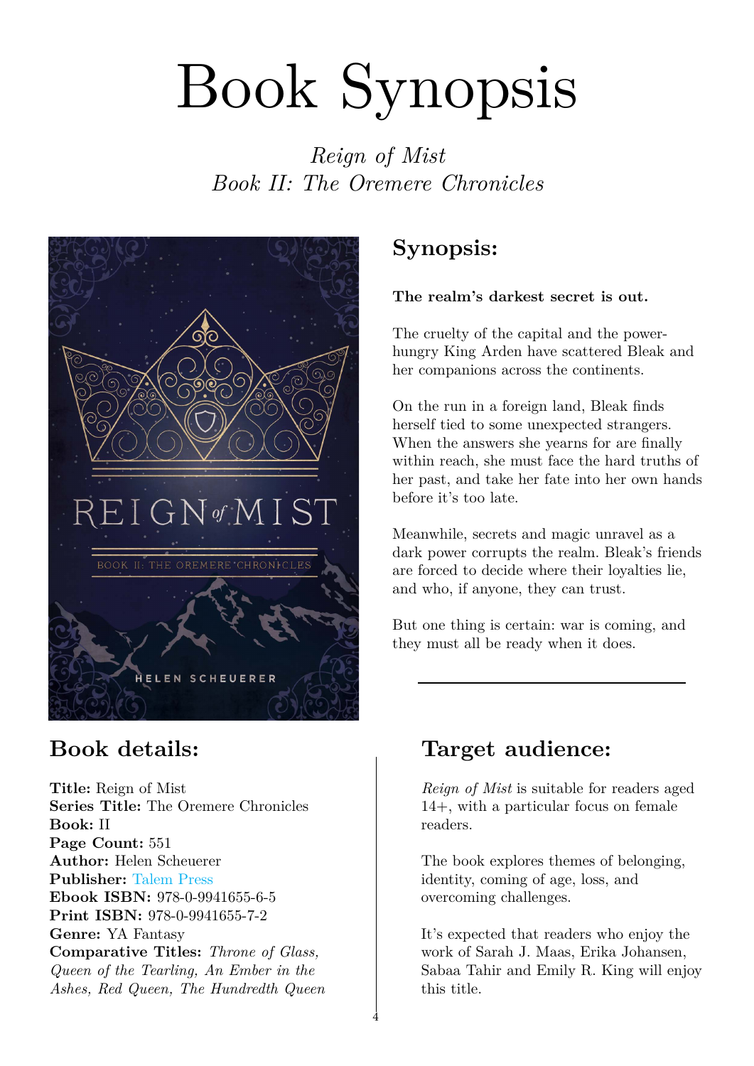# Book Synopsis

*Reign of Mist*
*Book II: The Oremere Chronicles*

## Synopsis:

**The realm's darkest secret is out.**

The cruelty of the capital and the power-hungry King Arden have scattered Bleak and her companions across the continents.

On the run in a foreign land, Bleak finds herself tied to some unexpected strangers. When the answers she yearns for are finally within reach, she must face the hard truths of her past, and take her fate into her own hands before it's too late.

Meanwhile, secrets and magic unravel as a dark power corrupts the realm. Bleak's friends are forced to decide where their loyalties lie, and who, if anyone, they can trust.

But one thing is certain: war is coming, and they must all be ready when it does.

## Book details:

**Title:** Reign of Mist
**Series Title:** The Oremere Chronicles
**Book:** II
**Page Count:** 551
**Author:** Helen Scheuerer
**Publisher:** Talem Press
**Ebook ISBN:** 978-0-9941655-6-5
**Print ISBN:** 978-0-9941655-7-2
**Genre:** YA Fantasy
**Comparative Titles:** *Throne of Glass, Queen of the Tearling, An Ember in the Ashes, Red Queen, The Hundredth Queen*

## Target audience:

*Reign of Mist* is suitable for readers aged 14+, with a particular focus on female readers.

The book explores themes of belonging, identity, coming of age, loss, and overcoming challenges.

It's expected that readers who enjoy the work of Sarah J. Maas, Erika Johansen, Sabaa Tahir and Emily R. King will enjoy this title.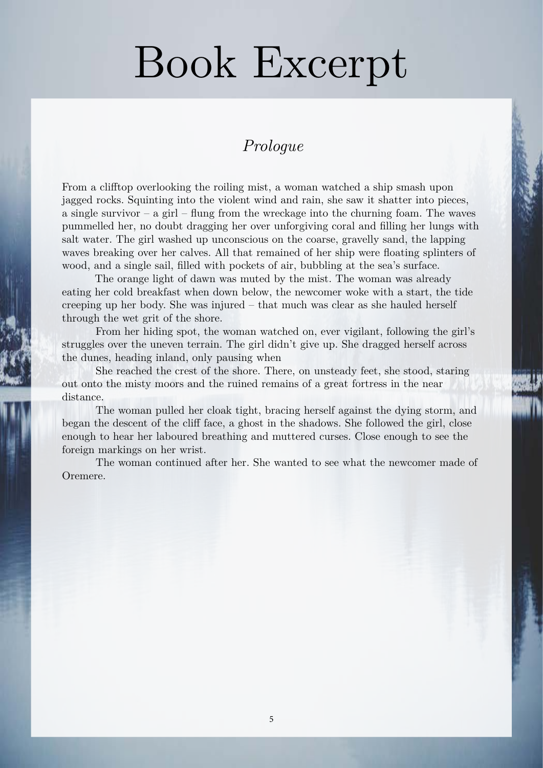# Book Excerpt

## *Prologue*

From a clifftop overlooking the roiling mist, a woman watched a ship smash upon jagged rocks. Squinting into the violent wind and rain, she saw it shatter into pieces, a single survivor – a girl – flung from the wreckage into the churning foam. The waves pummelled her, no doubt dragging her over unforgiving coral and filling her lungs with salt water. The girl washed up unconscious on the coarse, gravelly sand, the lapping waves breaking over her calves. All that remained of her ship were floating splinters of wood, and a single sail, filled with pockets of air, bubbling at the sea's surface.

The orange light of dawn was muted by the mist. The woman was already eating her cold breakfast when down below, the newcomer woke with a start, the tide creeping up her body. She was injured – that much was clear as she hauled herself through the wet grit of the shore.

From her hiding spot, the woman watched on, ever vigilant, following the girl's struggles over the uneven terrain. The girl didn't give up. She dragged herself across the dunes, heading inland, only pausing when

She reached the crest of the shore. There, on unsteady feet, she stood, staring out onto the misty moors and the ruined remains of a great fortress in the near distance.

The woman pulled her cloak tight, bracing herself against the dying storm, and began the descent of the cliff face, a ghost in the shadows. She followed the girl, close enough to hear her laboured breathing and muttered curses. Close enough to see the foreign markings on her wrist.

The woman continued after her. She wanted to see what the newcomer made of Oremere.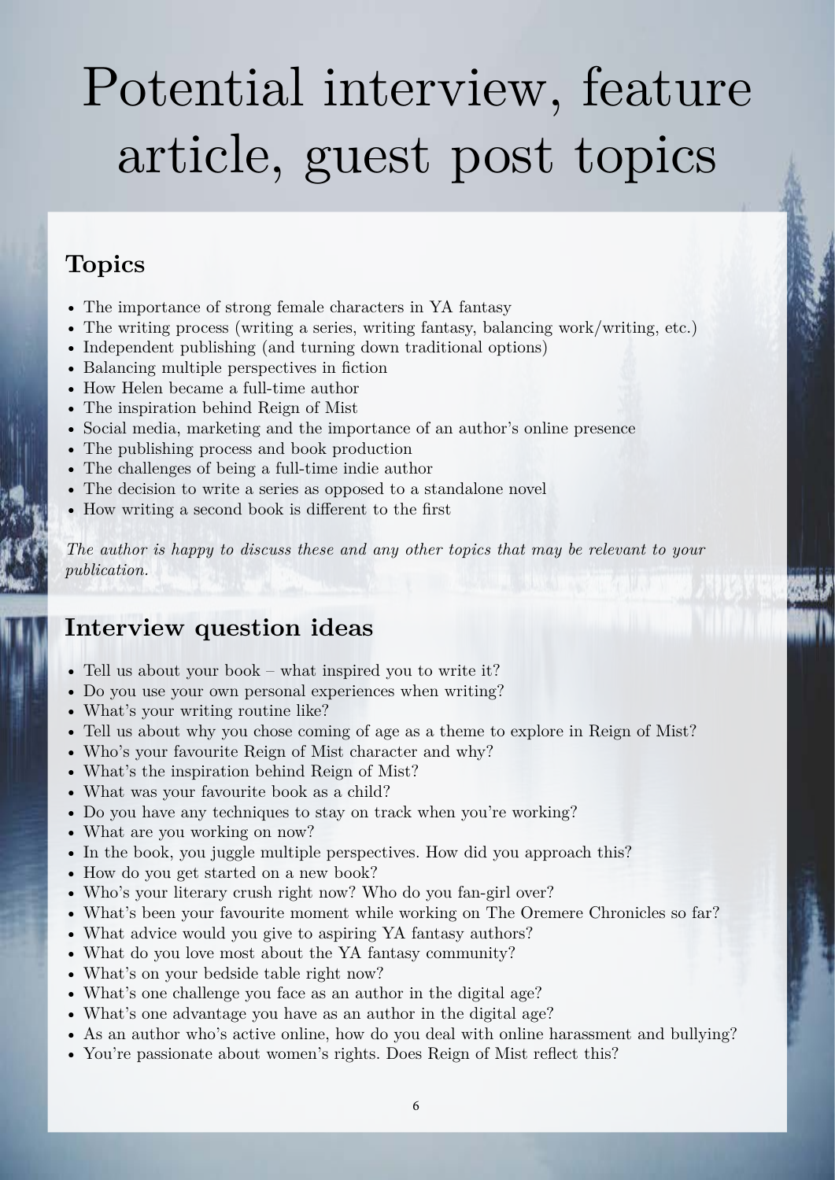# Potential interview, feature article, guest post topics

## Topics

- The importance of strong female characters in YA fantasy
- The writing process (writing a series, writing fantasy, balancing work/writing, etc.)
- Independent publishing (and turning down traditional options)
- Balancing multiple perspectives in fiction
- How Helen became a full-time author
- The inspiration behind Reign of Mist
- Social media, marketing and the importance of an author's online presence
- The publishing process and book production
- The challenges of being a full-time indie author
- The decision to write a series as opposed to a standalone novel
- How writing a second book is different to the first

*The author is happy to discuss these and any other topics that may be relevant to your publication.*

## Interview question ideas

- Tell us about your book – what inspired you to write it?
- Do you use your own personal experiences when writing?
- What's your writing routine like?
- Tell us about why you chose coming of age as a theme to explore in Reign of Mist?
- Who's your favourite Reign of Mist character and why?
- What's the inspiration behind Reign of Mist?
- What was your favourite book as a child?
- Do you have any techniques to stay on track when you're working?
- What are you working on now?
- In the book, you juggle multiple perspectives. How did you approach this?
- How do you get started on a new book?
- Who's your literary crush right now? Who do you fan-girl over?
- What's been your favourite moment while working on The Oremere Chronicles so far?
- What advice would you give to aspiring YA fantasy authors?
- What do you love most about the YA fantasy community?
- What's on your bedside table right now?
- What's one challenge you face as an author in the digital age?
- What's one advantage you have as an author in the digital age?
- As an author who's active online, how do you deal with online harassment and bullying?
- You're passionate about women's rights. Does Reign of Mist reflect this?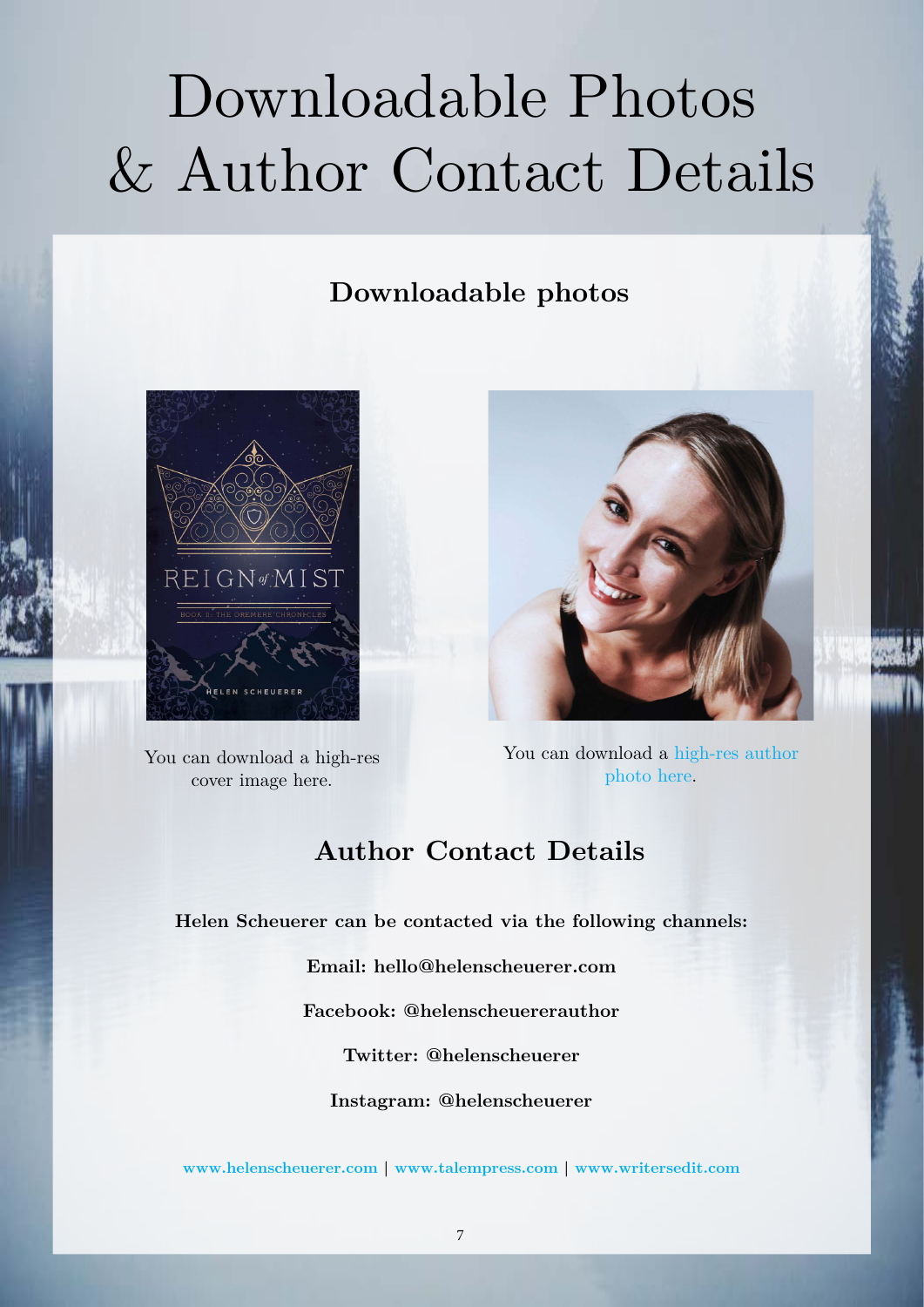# Downloadable Photos & Author Contact Details

## Downloadable photos

You can download a high-res cover image here.

You can download a high-res author photo here.

## Author Contact Details

**Helen Scheuerer can be contacted via the following channels:**

**Email: hello@helenscheuerer.com**

**Facebook: @helenscheuererauthor**

**Twitter: @helenscheuerer**

**Instagram: @helenscheuerer**

**www.helenscheuerer.com | www.talempress.com | www.writersedit.com**